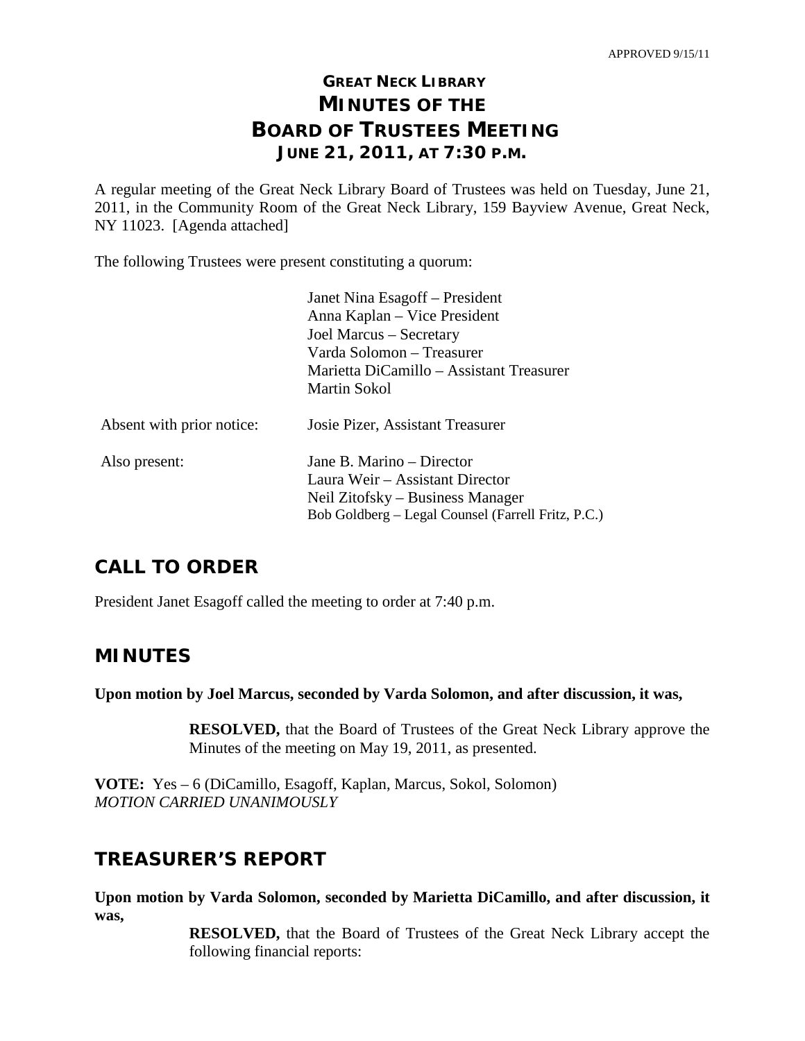APPROVED 9/15/11

# GREAT NECK LIBRARY
# MINUTES OF THE
# BOARD OF TRUSTEES MEETING
## JUNE 21, 2011, AT 7:30 P.M.

A regular meeting of the Great Neck Library Board of Trustees was held on Tuesday, June 21, 2011, in the Community Room of the Great Neck Library, 159 Bayview Avenue, Great Neck, NY 11023. [Agenda attached]

The following Trustees were present constituting a quorum:

Janet Nina Esagoff – President
Anna Kaplan – Vice President
Joel Marcus – Secretary
Varda Solomon – Treasurer
Marietta DiCamillo – Assistant Treasurer
Martin Sokol

Absent with prior notice: Josie Pizer, Assistant Treasurer

Also present:
Jane B. Marino – Director
Laura Weir – Assistant Director
Neil Zitofsky – Business Manager
Bob Goldberg – Legal Counsel (Farrell Fritz, P.C.)

## CALL TO ORDER

President Janet Esagoff called the meeting to order at 7:40 p.m.

## MINUTES

**Upon motion by Joel Marcus, seconded by Varda Solomon, and after discussion, it was,**

> **RESOLVED,** that the Board of Trustees of the Great Neck Library approve the Minutes of the meeting on May 19, 2011, as presented.

**VOTE:** Yes – 6 (DiCamillo, Esagoff, Kaplan, Marcus, Sokol, Solomon)
*MOTION CARRIED UNANIMOUSLY*

## TREASURER'S REPORT

**Upon motion by Varda Solomon, seconded by Marietta DiCamillo, and after discussion, it was,**

> **RESOLVED,** that the Board of Trustees of the Great Neck Library accept the following financial reports: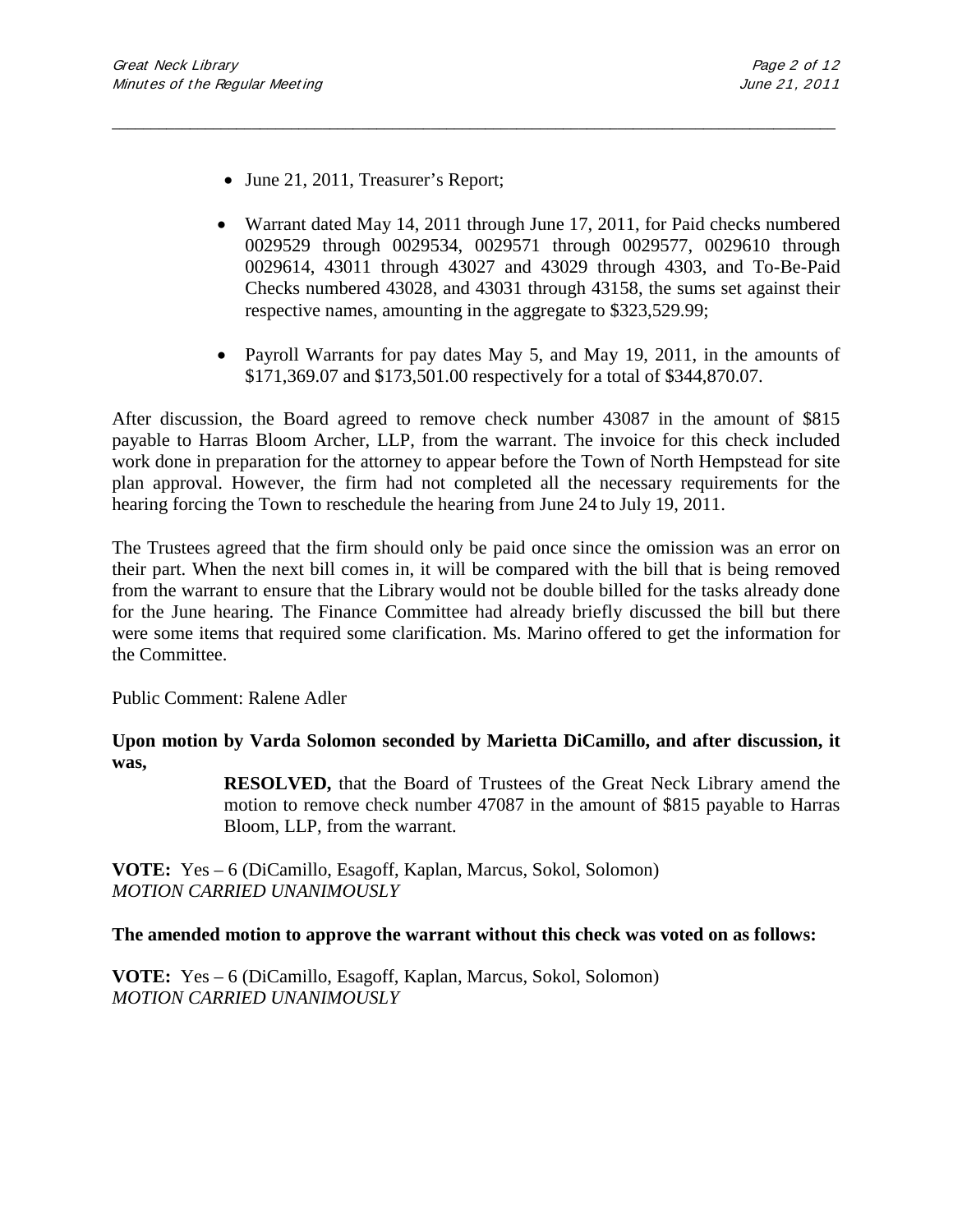- June 21, 2011, Treasurer's Report;
- Warrant dated May 14, 2011 through June 17, 2011, for Paid checks numbered 0029529 through 0029534, 0029571 through 0029577, 0029610 through 0029614, 43011 through 43027 and 43029 through 4303, and To-Be-Paid Checks numbered 43028, and 43031 through 43158, the sums set against their respective names, amounting in the aggregate to $323,529.99;
- Payroll Warrants for pay dates May 5, and May 19, 2011, in the amounts of $171,369.07 and $173,501.00 respectively for a total of $344,870.07.

After discussion, the Board agreed to remove check number 43087 in the amount of $815 payable to Harras Bloom Archer, LLP, from the warrant. The invoice for this check included work done in preparation for the attorney to appear before the Town of North Hempstead for site plan approval. However, the firm had not completed all the necessary requirements for the hearing forcing the Town to reschedule the hearing from June 24 to July 19, 2011.

The Trustees agreed that the firm should only be paid once since the omission was an error on their part. When the next bill comes in, it will be compared with the bill that is being removed from the warrant to ensure that the Library would not be double billed for the tasks already done for the June hearing. The Finance Committee had already briefly discussed the bill but there were some items that required some clarification. Ms. Marino offered to get the information for the Committee.

Public Comment: Ralene Adler

**Upon motion by Varda Solomon seconded by Marietta DiCamillo, and after discussion, it was,**

> **RESOLVED,** that the Board of Trustees of the Great Neck Library amend the motion to remove check number 47087 in the amount of $815 payable to Harras Bloom, LLP, from the warrant.

**VOTE:** Yes – 6 (DiCamillo, Esagoff, Kaplan, Marcus, Sokol, Solomon)
*MOTION CARRIED UNANIMOUSLY*

**The amended motion to approve the warrant without this check was voted on as follows:**

**VOTE:** Yes – 6 (DiCamillo, Esagoff, Kaplan, Marcus, Sokol, Solomon)
*MOTION CARRIED UNANIMOUSLY*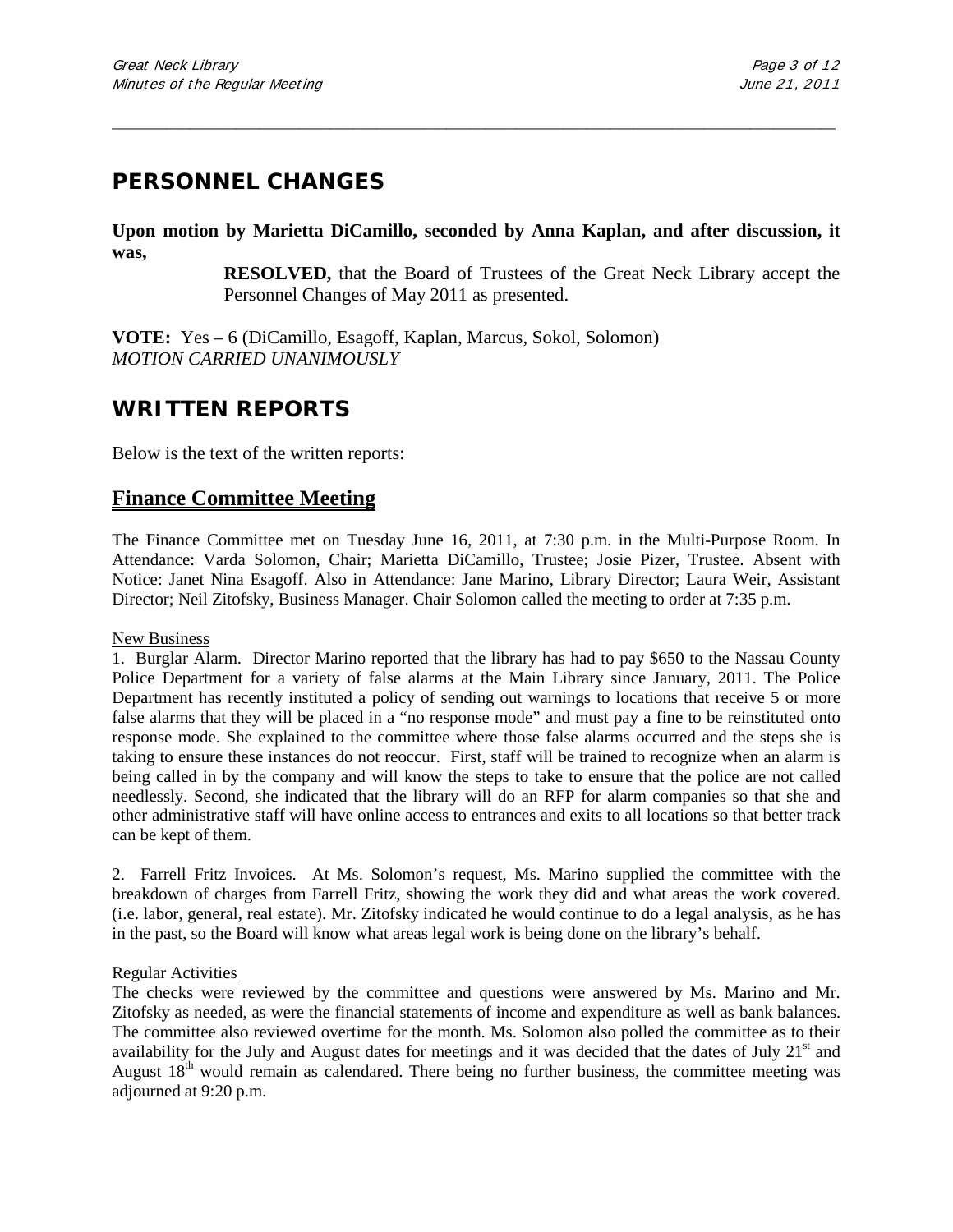## PERSONNEL CHANGES

**Upon motion by Marietta DiCamillo, seconded by Anna Kaplan, and after discussion, it was,**

> **RESOLVED,** that the Board of Trustees of the Great Neck Library accept the Personnel Changes of May 2011 as presented.

**VOTE:** Yes – 6 (DiCamillo, Esagoff, Kaplan, Marcus, Sokol, Solomon)
*MOTION CARRIED UNANIMOUSLY*

## WRITTEN REPORTS

Below is the text of the written reports:

### Finance Committee Meeting

The Finance Committee met on Tuesday June 16, 2011, at 7:30 p.m. in the Multi-Purpose Room. In Attendance: Varda Solomon, Chair; Marietta DiCamillo, Trustee; Josie Pizer, Trustee. Absent with Notice: Janet Nina Esagoff. Also in Attendance: Jane Marino, Library Director; Laura Weir, Assistant Director; Neil Zitofsky, Business Manager. Chair Solomon called the meeting to order at 7:35 p.m.

New Business

1. Burglar Alarm. Director Marino reported that the library has had to pay $650 to the Nassau County Police Department for a variety of false alarms at the Main Library since January, 2011. The Police Department has recently instituted a policy of sending out warnings to locations that receive 5 or more false alarms that they will be placed in a "no response mode" and must pay a fine to be reinstituted onto response mode. She explained to the committee where those false alarms occurred and the steps she is taking to ensure these instances do not reoccur. First, staff will be trained to recognize when an alarm is being called in by the company and will know the steps to take to ensure that the police are not called needlessly. Second, she indicated that the library will do an RFP for alarm companies so that she and other administrative staff will have online access to entrances and exits to all locations so that better track can be kept of them.

2. Farrell Fritz Invoices. At Ms. Solomon's request, Ms. Marino supplied the committee with the breakdown of charges from Farrell Fritz, showing the work they did and what areas the work covered. (i.e. labor, general, real estate). Mr. Zitofsky indicated he would continue to do a legal analysis, as he has in the past, so the Board will know what areas legal work is being done on the library's behalf.

Regular Activities

The checks were reviewed by the committee and questions were answered by Ms. Marino and Mr. Zitofsky as needed, as were the financial statements of income and expenditure as well as bank balances. The committee also reviewed overtime for the month. Ms. Solomon also polled the committee as to their availability for the July and August dates for meetings and it was decided that the dates of July 21st and August 18th would remain as calendared. There being no further business, the committee meeting was adjourned at 9:20 p.m.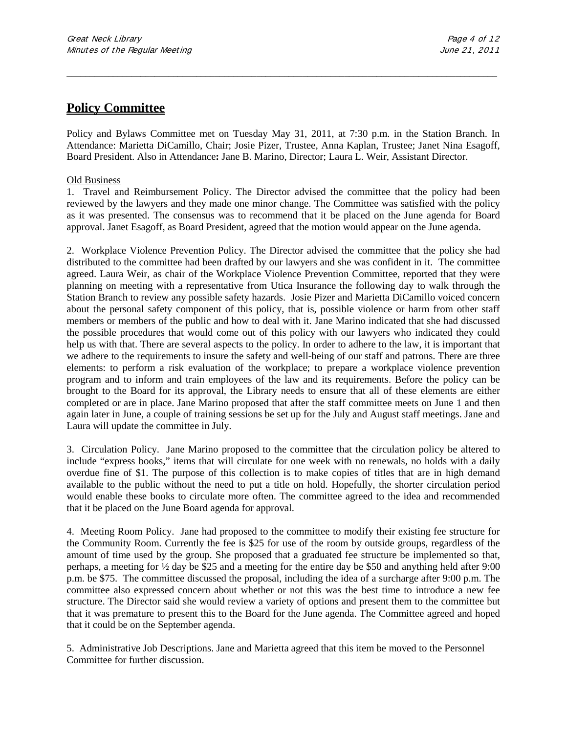## Policy Committee

Policy and Bylaws Committee met on Tuesday May 31, 2011, at 7:30 p.m. in the Station Branch. In Attendance: Marietta DiCamillo, Chair; Josie Pizer, Trustee, Anna Kaplan, Trustee; Janet Nina Esagoff, Board President. Also in Attendance**:** Jane B. Marino, Director; Laura L. Weir, Assistant Director.

Old Business

1. Travel and Reimbursement Policy. The Director advised the committee that the policy had been reviewed by the lawyers and they made one minor change. The Committee was satisfied with the policy as it was presented. The consensus was to recommend that it be placed on the June agenda for Board approval. Janet Esagoff, as Board President, agreed that the motion would appear on the June agenda.

2. Workplace Violence Prevention Policy. The Director advised the committee that the policy she had distributed to the committee had been drafted by our lawyers and she was confident in it. The committee agreed. Laura Weir, as chair of the Workplace Violence Prevention Committee, reported that they were planning on meeting with a representative from Utica Insurance the following day to walk through the Station Branch to review any possible safety hazards. Josie Pizer and Marietta DiCamillo voiced concern about the personal safety component of this policy, that is, possible violence or harm from other staff members or members of the public and how to deal with it. Jane Marino indicated that she had discussed the possible procedures that would come out of this policy with our lawyers who indicated they could help us with that. There are several aspects to the policy. In order to adhere to the law, it is important that we adhere to the requirements to insure the safety and well-being of our staff and patrons. There are three elements: to perform a risk evaluation of the workplace; to prepare a workplace violence prevention program and to inform and train employees of the law and its requirements. Before the policy can be brought to the Board for its approval, the Library needs to ensure that all of these elements are either completed or are in place. Jane Marino proposed that after the staff committee meets on June 1 and then again later in June, a couple of training sessions be set up for the July and August staff meetings. Jane and Laura will update the committee in July.

3. Circulation Policy. Jane Marino proposed to the committee that the circulation policy be altered to include "express books," items that will circulate for one week with no renewals, no holds with a daily overdue fine of $1. The purpose of this collection is to make copies of titles that are in high demand available to the public without the need to put a title on hold. Hopefully, the shorter circulation period would enable these books to circulate more often. The committee agreed to the idea and recommended that it be placed on the June Board agenda for approval.

4. Meeting Room Policy. Jane had proposed to the committee to modify their existing fee structure for the Community Room. Currently the fee is $25 for use of the room by outside groups, regardless of the amount of time used by the group. She proposed that a graduated fee structure be implemented so that, perhaps, a meeting for ½ day be $25 and a meeting for the entire day be $50 and anything held after 9:00 p.m. be $75. The committee discussed the proposal, including the idea of a surcharge after 9:00 p.m. The committee also expressed concern about whether or not this was the best time to introduce a new fee structure. The Director said she would review a variety of options and present them to the committee but that it was premature to present this to the Board for the June agenda. The Committee agreed and hoped that it could be on the September agenda.

5. Administrative Job Descriptions. Jane and Marietta agreed that this item be moved to the Personnel Committee for further discussion.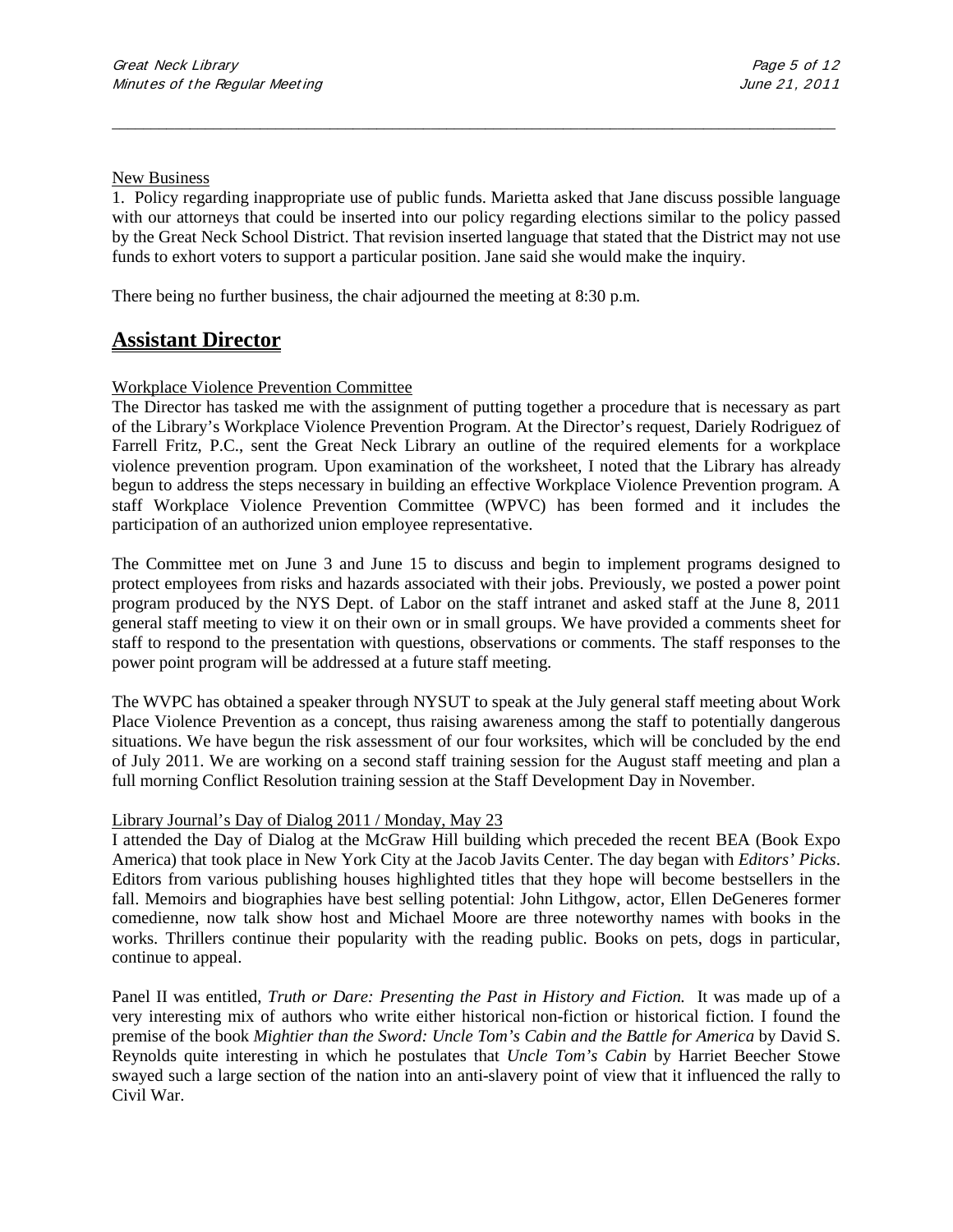New Business

1. Policy regarding inappropriate use of public funds. Marietta asked that Jane discuss possible language with our attorneys that could be inserted into our policy regarding elections similar to the policy passed by the Great Neck School District. That revision inserted language that stated that the District may not use funds to exhort voters to support a particular position. Jane said she would make the inquiry.

There being no further business, the chair adjourned the meeting at 8:30 p.m.

## Assistant Director

Workplace Violence Prevention Committee

The Director has tasked me with the assignment of putting together a procedure that is necessary as part of the Library's Workplace Violence Prevention Program. At the Director's request, Dariely Rodriguez of Farrell Fritz, P.C., sent the Great Neck Library an outline of the required elements for a workplace violence prevention program. Upon examination of the worksheet, I noted that the Library has already begun to address the steps necessary in building an effective Workplace Violence Prevention program. A staff Workplace Violence Prevention Committee (WPVC) has been formed and it includes the participation of an authorized union employee representative.

The Committee met on June 3 and June 15 to discuss and begin to implement programs designed to protect employees from risks and hazards associated with their jobs. Previously, we posted a power point program produced by the NYS Dept. of Labor on the staff intranet and asked staff at the June 8, 2011 general staff meeting to view it on their own or in small groups. We have provided a comments sheet for staff to respond to the presentation with questions, observations or comments. The staff responses to the power point program will be addressed at a future staff meeting.

The WVPC has obtained a speaker through NYSUT to speak at the July general staff meeting about Work Place Violence Prevention as a concept, thus raising awareness among the staff to potentially dangerous situations. We have begun the risk assessment of our four worksites, which will be concluded by the end of July 2011. We are working on a second staff training session for the August staff meeting and plan a full morning Conflict Resolution training session at the Staff Development Day in November.

Library Journal's Day of Dialog 2011 / Monday, May 23

I attended the Day of Dialog at the McGraw Hill building which preceded the recent BEA (Book Expo America) that took place in New York City at the Jacob Javits Center. The day began with *Editors' Picks*. Editors from various publishing houses highlighted titles that they hope will become bestsellers in the fall. Memoirs and biographies have best selling potential: John Lithgow, actor, Ellen DeGeneres former comedienne, now talk show host and Michael Moore are three noteworthy names with books in the works. Thrillers continue their popularity with the reading public. Books on pets, dogs in particular, continue to appeal.

Panel II was entitled, *Truth or Dare: Presenting the Past in History and Fiction.* It was made up of a very interesting mix of authors who write either historical non-fiction or historical fiction. I found the premise of the book *Mightier than the Sword: Uncle Tom's Cabin and the Battle for America* by David S. Reynolds quite interesting in which he postulates that *Uncle Tom's Cabin* by Harriet Beecher Stowe swayed such a large section of the nation into an anti-slavery point of view that it influenced the rally to Civil War.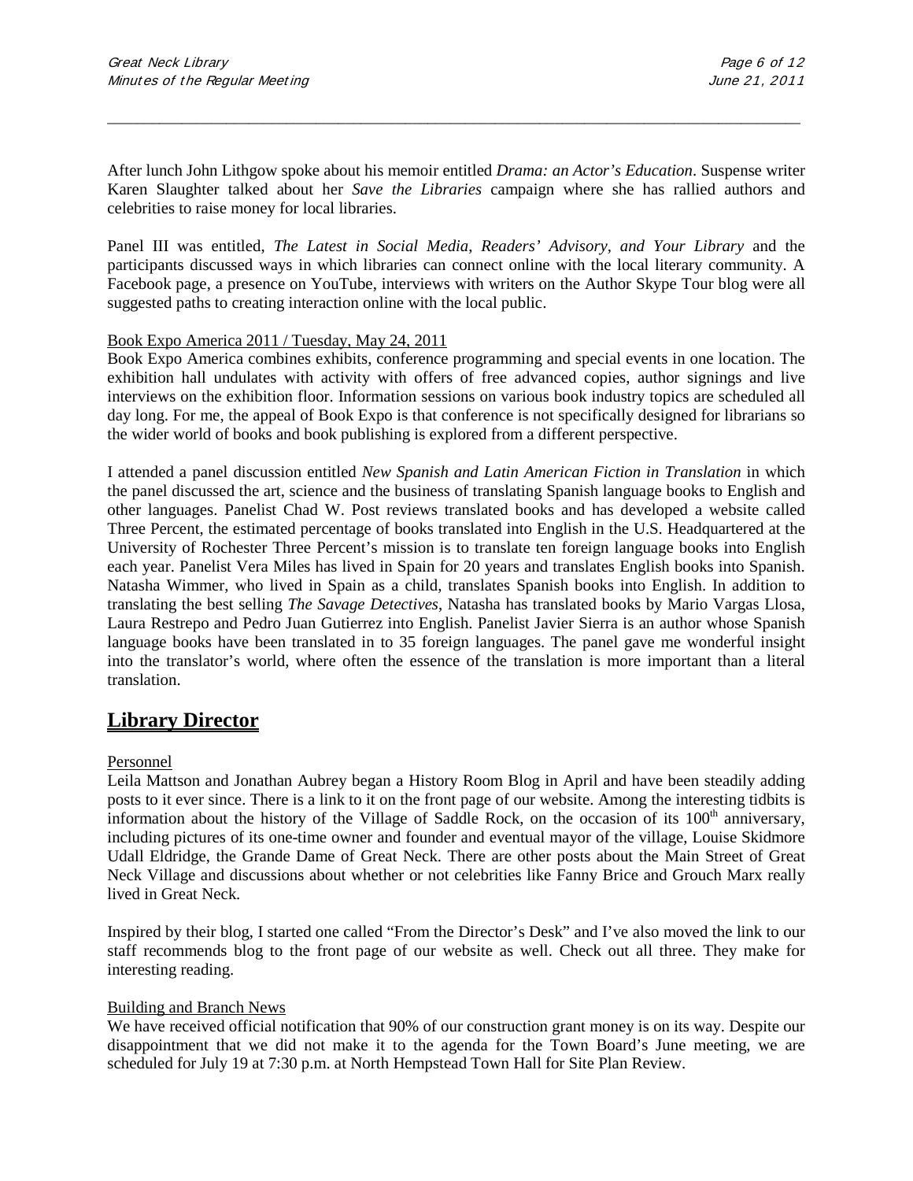After lunch John Lithgow spoke about his memoir entitled *Drama: an Actor's Education*. Suspense writer Karen Slaughter talked about her *Save the Libraries* campaign where she has rallied authors and celebrities to raise money for local libraries.

Panel III was entitled, *The Latest in Social Media, Readers' Advisory, and Your Library* and the participants discussed ways in which libraries can connect online with the local literary community. A Facebook page, a presence on YouTube, interviews with writers on the Author Skype Tour blog were all suggested paths to creating interaction online with the local public.

Book Expo America 2011 / Tuesday, May 24, 2011

Book Expo America combines exhibits, conference programming and special events in one location. The exhibition hall undulates with activity with offers of free advanced copies, author signings and live interviews on the exhibition floor. Information sessions on various book industry topics are scheduled all day long. For me, the appeal of Book Expo is that conference is not specifically designed for librarians so the wider world of books and book publishing is explored from a different perspective.

I attended a panel discussion entitled *New Spanish and Latin American Fiction in Translation* in which the panel discussed the art, science and the business of translating Spanish language books to English and other languages. Panelist Chad W. Post reviews translated books and has developed a website called Three Percent, the estimated percentage of books translated into English in the U.S. Headquartered at the University of Rochester Three Percent's mission is to translate ten foreign language books into English each year. Panelist Vera Miles has lived in Spain for 20 years and translates English books into Spanish. Natasha Wimmer, who lived in Spain as a child, translates Spanish books into English. In addition to translating the best selling *The Savage Detectives*, Natasha has translated books by Mario Vargas Llosa, Laura Restrepo and Pedro Juan Gutierrez into English. Panelist Javier Sierra is an author whose Spanish language books have been translated in to 35 foreign languages. The panel gave me wonderful insight into the translator's world, where often the essence of the translation is more important than a literal translation.

## Library Director

Personnel

Leila Mattson and Jonathan Aubrey began a History Room Blog in April and have been steadily adding posts to it ever since. There is a link to it on the front page of our website. Among the interesting tidbits is information about the history of the Village of Saddle Rock, on the occasion of its 100th anniversary, including pictures of its one-time owner and founder and eventual mayor of the village, Louise Skidmore Udall Eldridge, the Grande Dame of Great Neck. There are other posts about the Main Street of Great Neck Village and discussions about whether or not celebrities like Fanny Brice and Grouch Marx really lived in Great Neck.

Inspired by their blog, I started one called "From the Director's Desk" and I've also moved the link to our staff recommends blog to the front page of our website as well. Check out all three. They make for interesting reading.

Building and Branch News

We have received official notification that 90% of our construction grant money is on its way. Despite our disappointment that we did not make it to the agenda for the Town Board's June meeting, we are scheduled for July 19 at 7:30 p.m. at North Hempstead Town Hall for Site Plan Review.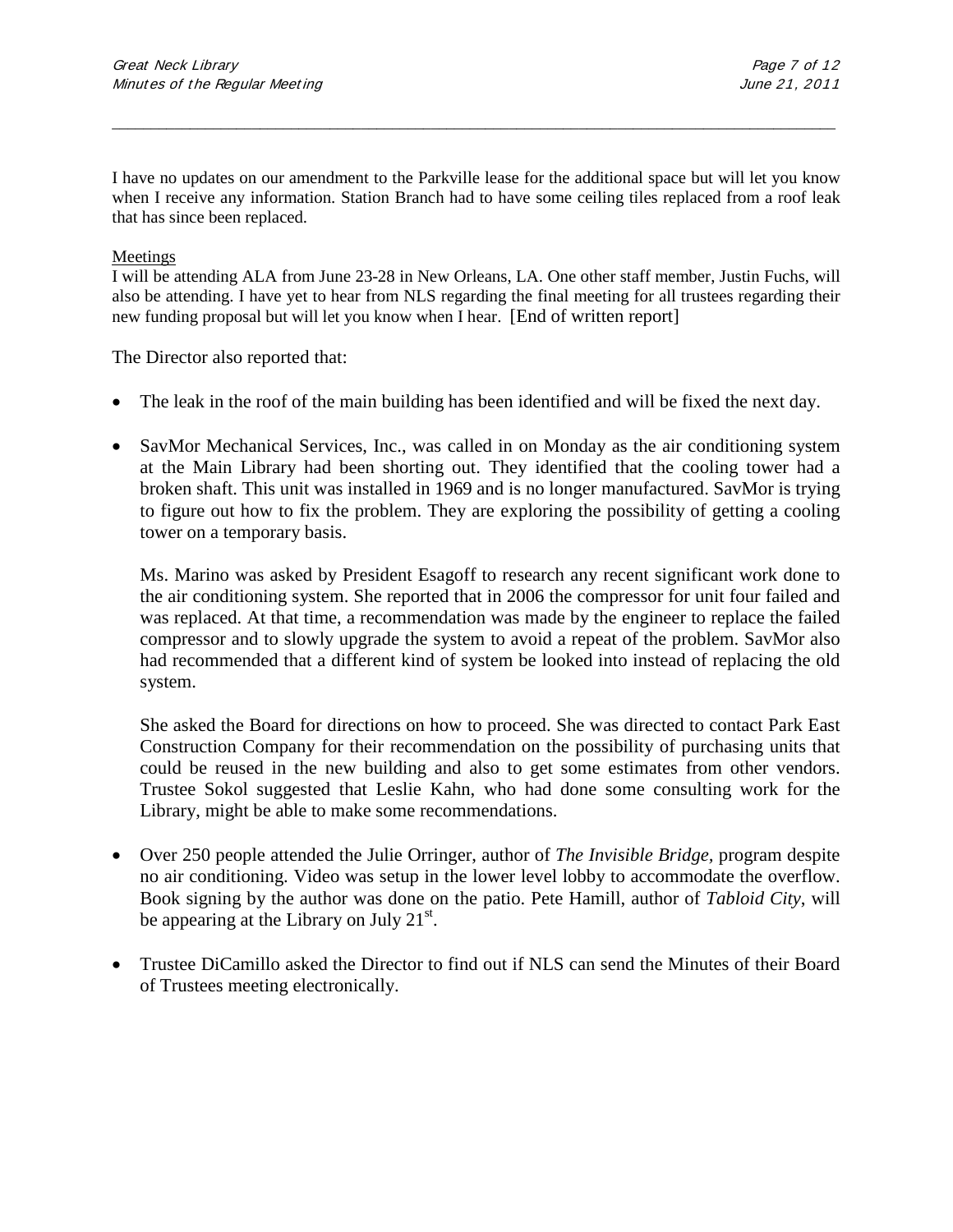I have no updates on our amendment to the Parkville lease for the additional space but will let you know when I receive any information. Station Branch had to have some ceiling tiles replaced from a roof leak that has since been replaced.

Meetings

I will be attending ALA from June 23-28 in New Orleans, LA. One other staff member, Justin Fuchs, will also be attending. I have yet to hear from NLS regarding the final meeting for all trustees regarding their new funding proposal but will let you know when I hear. [End of written report]

The Director also reported that:

- The leak in the roof of the main building has been identified and will be fixed the next day.
- SavMor Mechanical Services, Inc., was called in on Monday as the air conditioning system at the Main Library had been shorting out. They identified that the cooling tower had a broken shaft. This unit was installed in 1969 and is no longer manufactured. SavMor is trying to figure out how to fix the problem. They are exploring the possibility of getting a cooling tower on a temporary basis.

  Ms. Marino was asked by President Esagoff to research any recent significant work done to the air conditioning system. She reported that in 2006 the compressor for unit four failed and was replaced. At that time, a recommendation was made by the engineer to replace the failed compressor and to slowly upgrade the system to avoid a repeat of the problem. SavMor also had recommended that a different kind of system be looked into instead of replacing the old system.

  She asked the Board for directions on how to proceed. She was directed to contact Park East Construction Company for their recommendation on the possibility of purchasing units that could be reused in the new building and also to get some estimates from other vendors. Trustee Sokol suggested that Leslie Kahn, who had done some consulting work for the Library, might be able to make some recommendations.

- Over 250 people attended the Julie Orringer, author of *The Invisible Bridge*, program despite no air conditioning. Video was setup in the lower level lobby to accommodate the overflow. Book signing by the author was done on the patio. Pete Hamill, author of *Tabloid City*, will be appearing at the Library on July 21st.
- Trustee DiCamillo asked the Director to find out if NLS can send the Minutes of their Board of Trustees meeting electronically.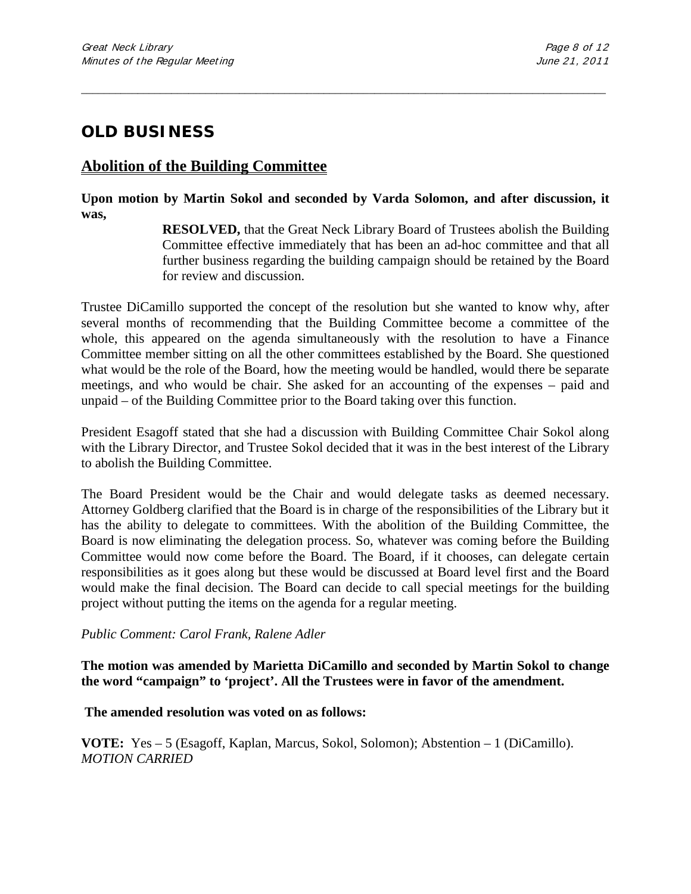# OLD BUSINESS

## Abolition of the Building Committee

**Upon motion by Martin Sokol and seconded by Varda Solomon, and after discussion, it was,**

> **RESOLVED,** that the Great Neck Library Board of Trustees abolish the Building Committee effective immediately that has been an ad-hoc committee and that all further business regarding the building campaign should be retained by the Board for review and discussion.

Trustee DiCamillo supported the concept of the resolution but she wanted to know why, after several months of recommending that the Building Committee become a committee of the whole, this appeared on the agenda simultaneously with the resolution to have a Finance Committee member sitting on all the other committees established by the Board. She questioned what would be the role of the Board, how the meeting would be handled, would there be separate meetings, and who would be chair. She asked for an accounting of the expenses – paid and unpaid – of the Building Committee prior to the Board taking over this function.

President Esagoff stated that she had a discussion with Building Committee Chair Sokol along with the Library Director, and Trustee Sokol decided that it was in the best interest of the Library to abolish the Building Committee.

The Board President would be the Chair and would delegate tasks as deemed necessary. Attorney Goldberg clarified that the Board is in charge of the responsibilities of the Library but it has the ability to delegate to committees. With the abolition of the Building Committee, the Board is now eliminating the delegation process. So, whatever was coming before the Building Committee would now come before the Board. The Board, if it chooses, can delegate certain responsibilities as it goes along but these would be discussed at Board level first and the Board would make the final decision. The Board can decide to call special meetings for the building project without putting the items on the agenda for a regular meeting.

*Public Comment: Carol Frank, Ralene Adler*

**The motion was amended by Marietta DiCamillo and seconded by Martin Sokol to change the word "campaign" to 'project'. All the Trustees were in favor of the amendment.**

**The amended resolution was voted on as follows:**

**VOTE:** Yes – 5 (Esagoff, Kaplan, Marcus, Sokol, Solomon); Abstention – 1 (DiCamillo).
*MOTION CARRIED*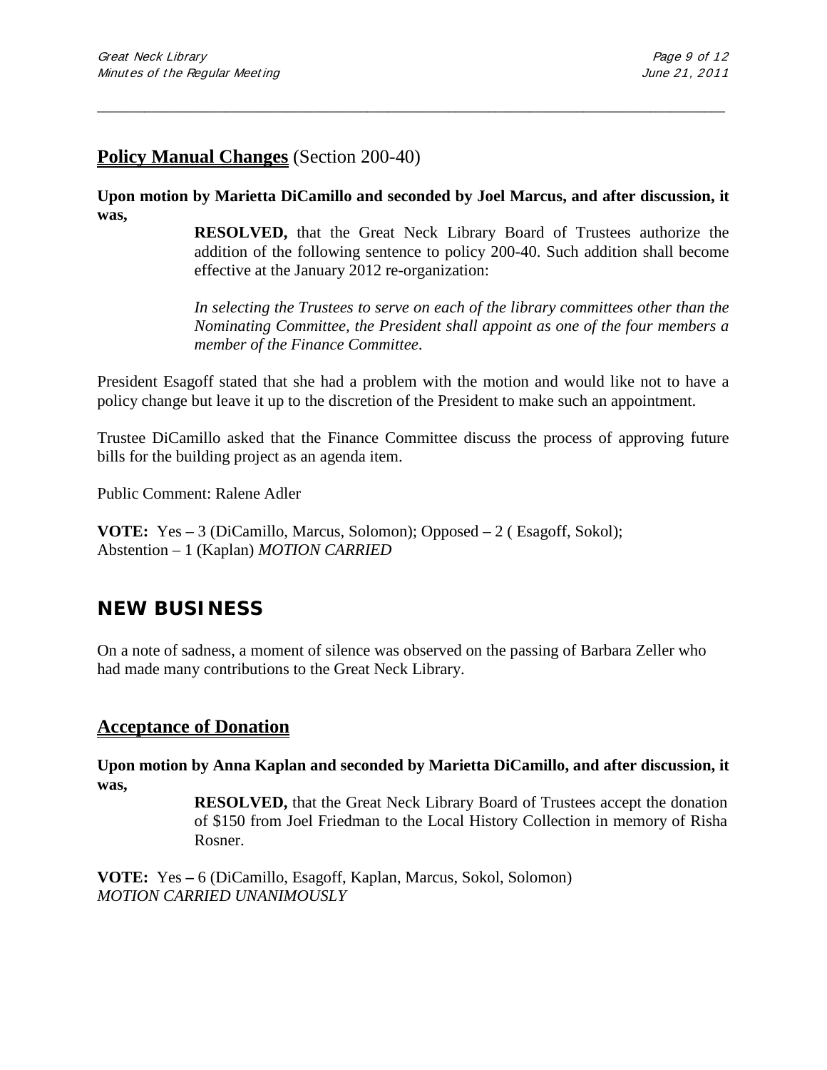## **Policy Manual Changes** (Section 200-40)

**Upon motion by Marietta DiCamillo and seconded by Joel Marcus, and after discussion, it was,**

> **RESOLVED,** that the Great Neck Library Board of Trustees authorize the addition of the following sentence to policy 200-40. Such addition shall become effective at the January 2012 re-organization:
>
> *In selecting the Trustees to serve on each of the library committees other than the Nominating Committee, the President shall appoint as one of the four members a member of the Finance Committee.*

President Esagoff stated that she had a problem with the motion and would like not to have a policy change but leave it up to the discretion of the President to make such an appointment.

Trustee DiCamillo asked that the Finance Committee discuss the process of approving future bills for the building project as an agenda item.

Public Comment: Ralene Adler

**VOTE:** Yes – 3 (DiCamillo, Marcus, Solomon); Opposed – 2 ( Esagoff, Sokol); Abstention – 1 (Kaplan) *MOTION CARRIED*

# NEW BUSINESS

On a note of sadness, a moment of silence was observed on the passing of Barbara Zeller who had made many contributions to the Great Neck Library.

## **Acceptance of Donation**

**Upon motion by Anna Kaplan and seconded by Marietta DiCamillo, and after discussion, it was,**

> **RESOLVED,** that the Great Neck Library Board of Trustees accept the donation of $150 from Joel Friedman to the Local History Collection in memory of Risha Rosner.

**VOTE:** Yes **–** 6 (DiCamillo, Esagoff, Kaplan, Marcus, Sokol, Solomon)
*MOTION CARRIED UNANIMOUSLY*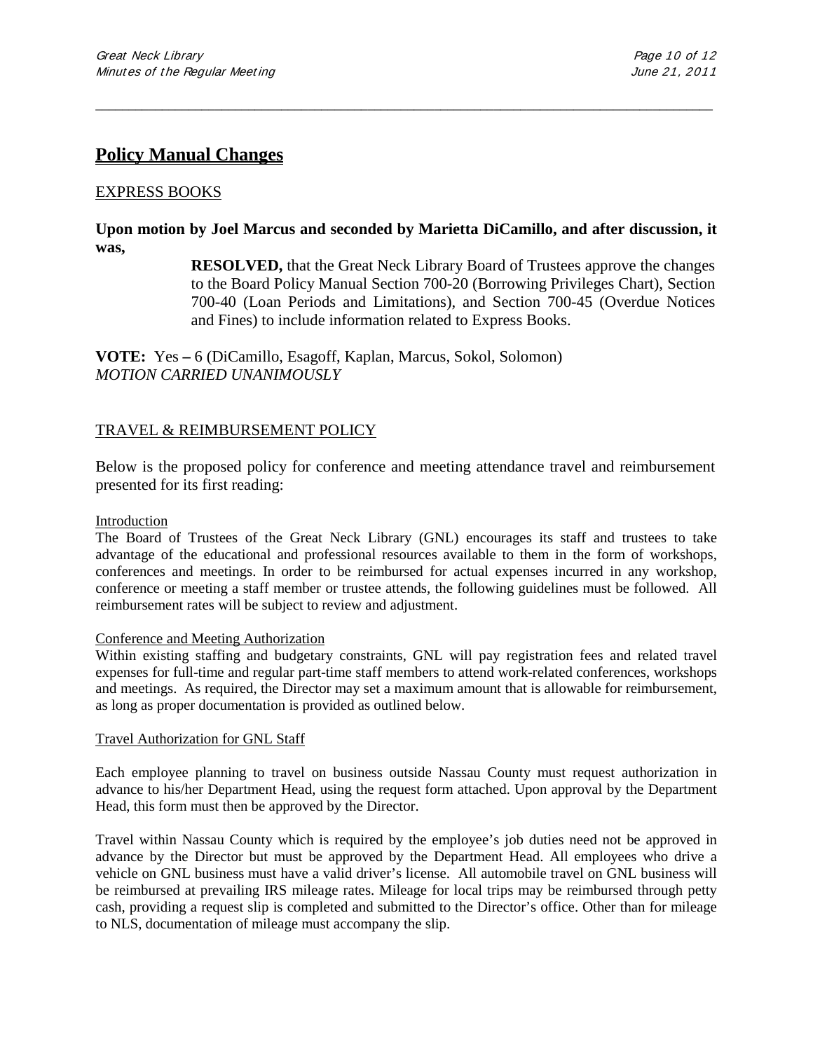## Policy Manual Changes

EXPRESS BOOKS

**Upon motion by Joel Marcus and seconded by Marietta DiCamillo, and after discussion, it was,**

> **RESOLVED,** that the Great Neck Library Board of Trustees approve the changes to the Board Policy Manual Section 700-20 (Borrowing Privileges Chart), Section 700-40 (Loan Periods and Limitations), and Section 700-45 (Overdue Notices and Fines) to include information related to Express Books.

**VOTE:** Yes **–** 6 (DiCamillo, Esagoff, Kaplan, Marcus, Sokol, Solomon)
*MOTION CARRIED UNANIMOUSLY*

TRAVEL & REIMBURSEMENT POLICY

Below is the proposed policy for conference and meeting attendance travel and reimbursement presented for its first reading:

Introduction

The Board of Trustees of the Great Neck Library (GNL) encourages its staff and trustees to take advantage of the educational and professional resources available to them in the form of workshops, conferences and meetings. In order to be reimbursed for actual expenses incurred in any workshop, conference or meeting a staff member or trustee attends, the following guidelines must be followed. All reimbursement rates will be subject to review and adjustment.

Conference and Meeting Authorization

Within existing staffing and budgetary constraints, GNL will pay registration fees and related travel expenses for full-time and regular part-time staff members to attend work-related conferences, workshops and meetings. As required, the Director may set a maximum amount that is allowable for reimbursement, as long as proper documentation is provided as outlined below.

Travel Authorization for GNL Staff

Each employee planning to travel on business outside Nassau County must request authorization in advance to his/her Department Head, using the request form attached. Upon approval by the Department Head, this form must then be approved by the Director.

Travel within Nassau County which is required by the employee's job duties need not be approved in advance by the Director but must be approved by the Department Head. All employees who drive a vehicle on GNL business must have a valid driver's license. All automobile travel on GNL business will be reimbursed at prevailing IRS mileage rates. Mileage for local trips may be reimbursed through petty cash, providing a request slip is completed and submitted to the Director's office. Other than for mileage to NLS, documentation of mileage must accompany the slip.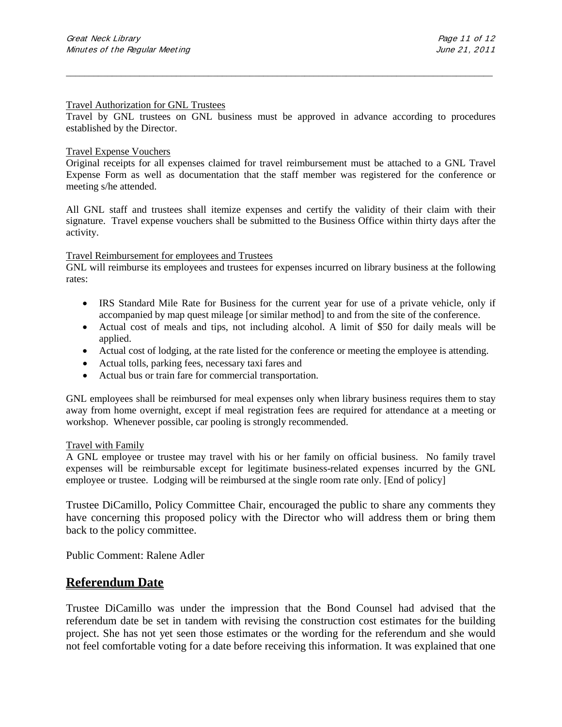Travel Authorization for GNL Trustees

Travel by GNL trustees on GNL business must be approved in advance according to procedures established by the Director.

Travel Expense Vouchers

Original receipts for all expenses claimed for travel reimbursement must be attached to a GNL Travel Expense Form as well as documentation that the staff member was registered for the conference or meeting s/he attended.

All GNL staff and trustees shall itemize expenses and certify the validity of their claim with their signature. Travel expense vouchers shall be submitted to the Business Office within thirty days after the activity.

Travel Reimbursement for employees and Trustees

GNL will reimburse its employees and trustees for expenses incurred on library business at the following rates:

- IRS Standard Mile Rate for Business for the current year for use of a private vehicle, only if accompanied by map quest mileage [or similar method] to and from the site of the conference.
- Actual cost of meals and tips, not including alcohol. A limit of $50 for daily meals will be applied.
- Actual cost of lodging, at the rate listed for the conference or meeting the employee is attending.
- Actual tolls, parking fees, necessary taxi fares and
- Actual bus or train fare for commercial transportation.

GNL employees shall be reimbursed for meal expenses only when library business requires them to stay away from home overnight, except if meal registration fees are required for attendance at a meeting or workshop. Whenever possible, car pooling is strongly recommended.

Travel with Family

A GNL employee or trustee may travel with his or her family on official business. No family travel expenses will be reimbursable except for legitimate business-related expenses incurred by the GNL employee or trustee. Lodging will be reimbursed at the single room rate only. [End of policy]

Trustee DiCamillo, Policy Committee Chair, encouraged the public to share any comments they have concerning this proposed policy with the Director who will address them or bring them back to the policy committee.

Public Comment: Ralene Adler

## Referendum Date

Trustee DiCamillo was under the impression that the Bond Counsel had advised that the referendum date be set in tandem with revising the construction cost estimates for the building project. She has not yet seen those estimates or the wording for the referendum and she would not feel comfortable voting for a date before receiving this information. It was explained that one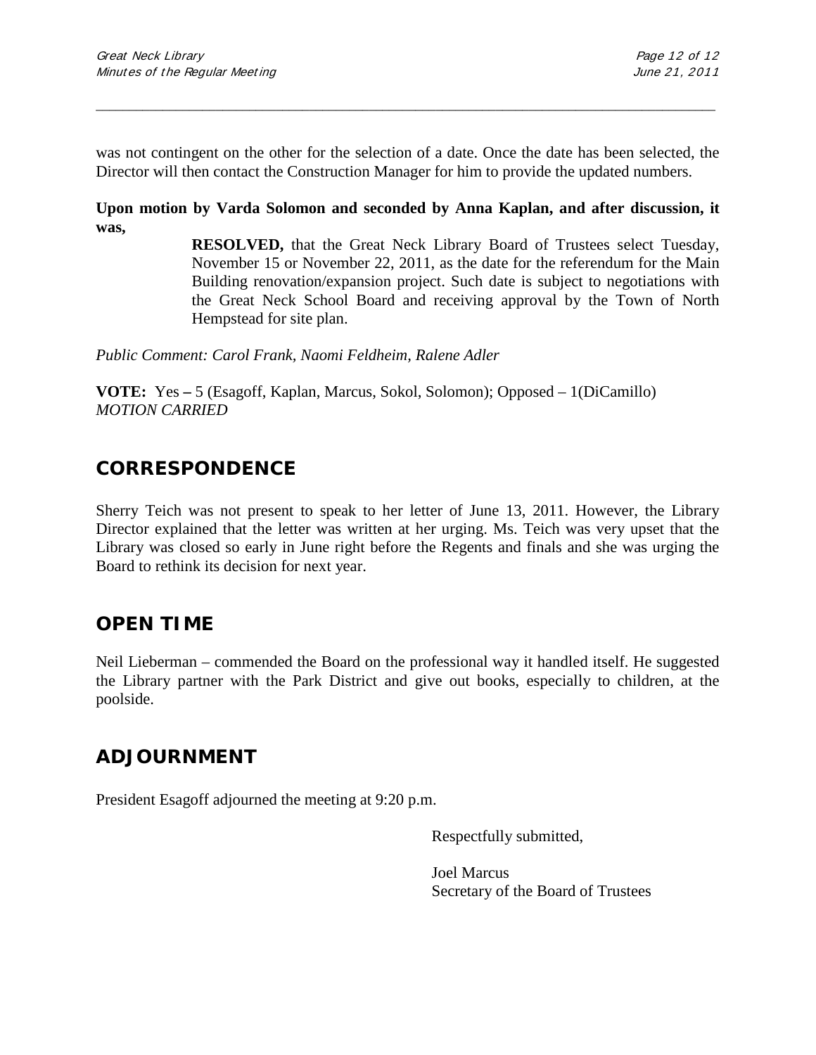was not contingent on the other for the selection of a date. Once the date has been selected, the Director will then contact the Construction Manager for him to provide the updated numbers.

**Upon motion by Varda Solomon and seconded by Anna Kaplan, and after discussion, it was,**

> **RESOLVED,** that the Great Neck Library Board of Trustees select Tuesday, November 15 or November 22, 2011, as the date for the referendum for the Main Building renovation/expansion project. Such date is subject to negotiations with the Great Neck School Board and receiving approval by the Town of North Hempstead for site plan.

*Public Comment: Carol Frank, Naomi Feldheim, Ralene Adler*

**VOTE:** Yes **–** 5 (Esagoff, Kaplan, Marcus, Sokol, Solomon); Opposed – 1(DiCamillo)
*MOTION CARRIED*

## CORRESPONDENCE

Sherry Teich was not present to speak to her letter of June 13, 2011. However, the Library Director explained that the letter was written at her urging. Ms. Teich was very upset that the Library was closed so early in June right before the Regents and finals and she was urging the Board to rethink its decision for next year.

## OPEN TIME

Neil Lieberman – commended the Board on the professional way it handled itself. He suggested the Library partner with the Park District and give out books, especially to children, at the poolside.

## ADJOURNMENT

President Esagoff adjourned the meeting at 9:20 p.m.

Respectfully submitted,

Joel Marcus
Secretary of the Board of Trustees